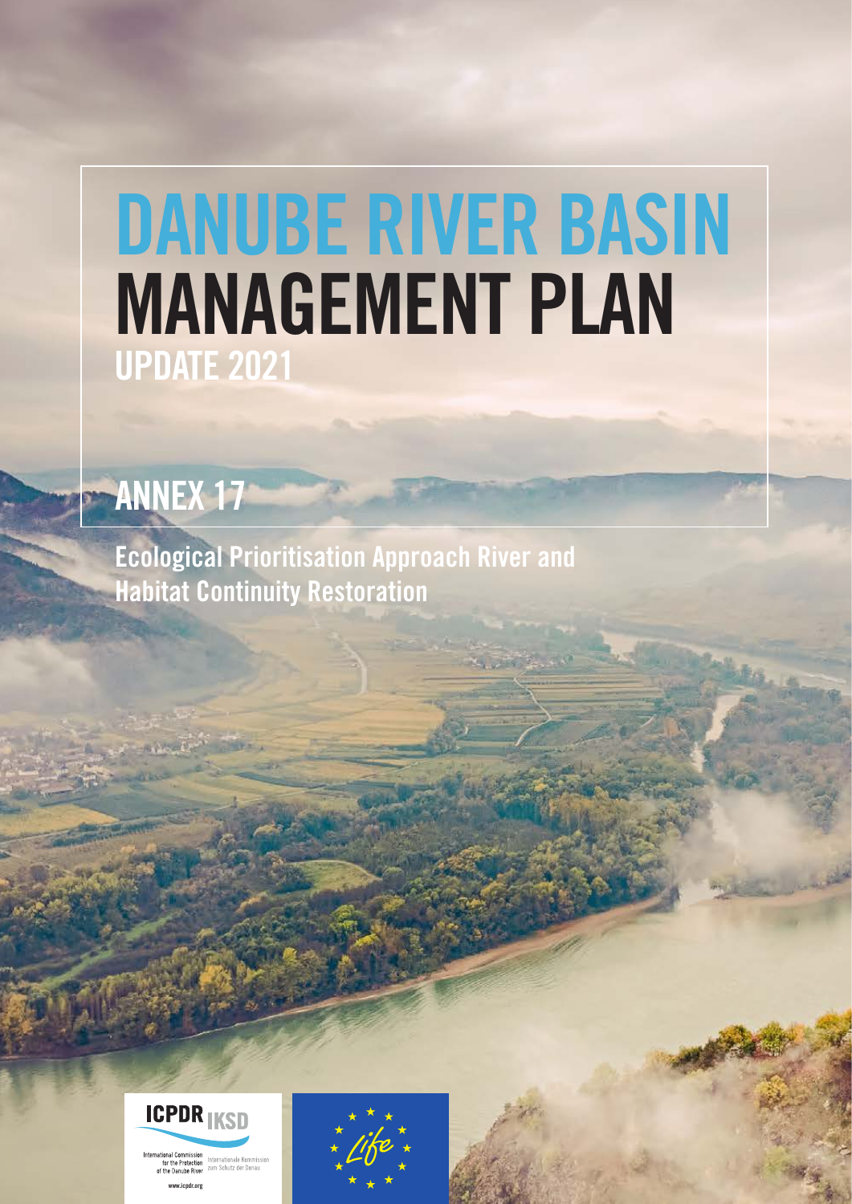# DANUBE RIVER BASIN MANAGEMENT PLAN

## UPDATE 2021

## ANNEX 17

Ecological Prioritisation Approach River and Habitat Continuity Restoration

ICPDR IKSD

International Commission for the Protection of the Danube River

Internationale Kommission zum Schutz der Donau

www.icpdr.org

Life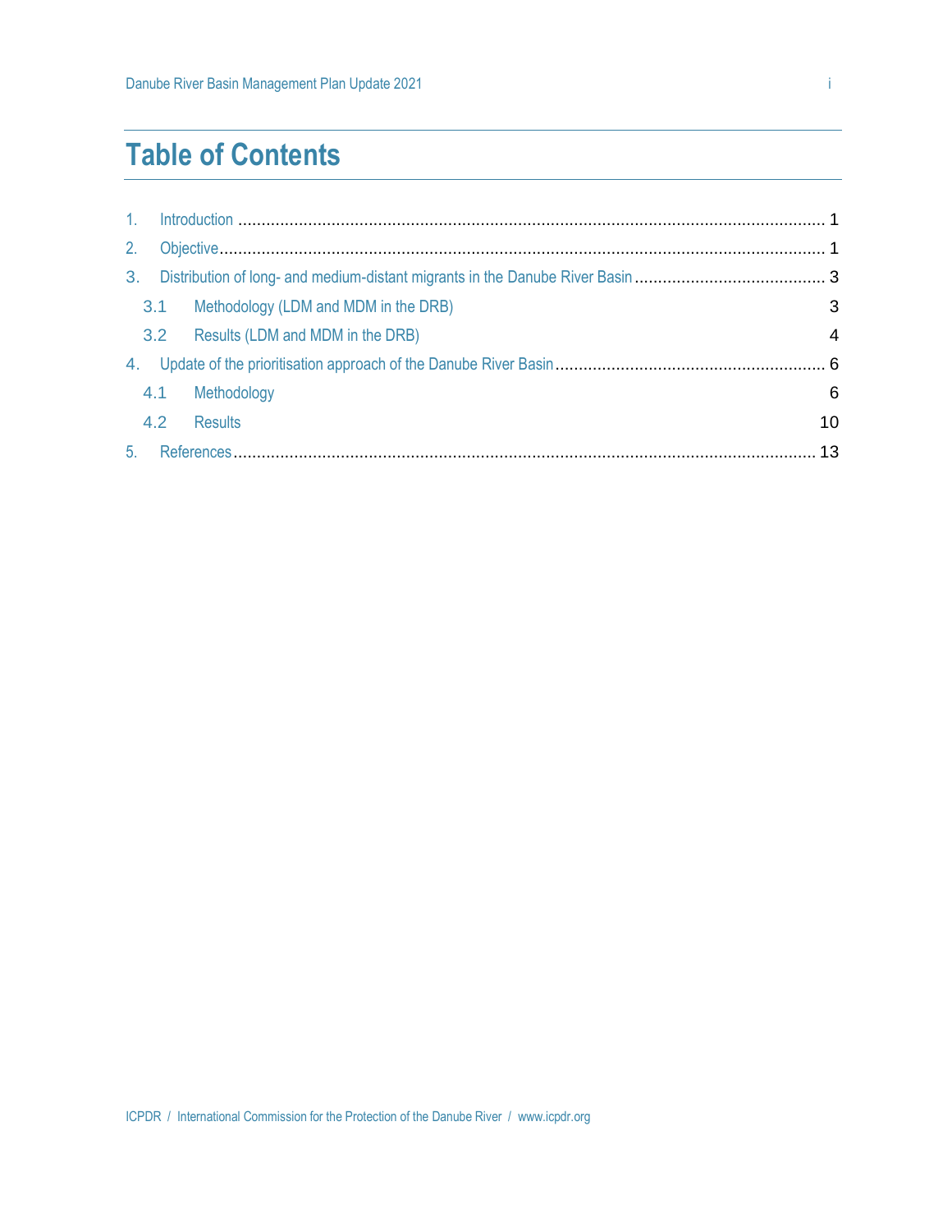# Table of Contents

1. Introduction ........................................................................................................................ 1
2. Objective............................................................................................................................ 1
3. Distribution of long- and medium-distant migrants in the Danube River Basin ......................................... 3
   - 3.1 Methodology (LDM and MDM in the DRB) 3
   - 3.2 Results (LDM and MDM in the DRB) 4
4. Update of the prioritisation approach of the Danube River Basin.......................................................... 6
   - 4.1 Methodology 6
   - 4.2 Results 10
5. References......................................................................................................................... 13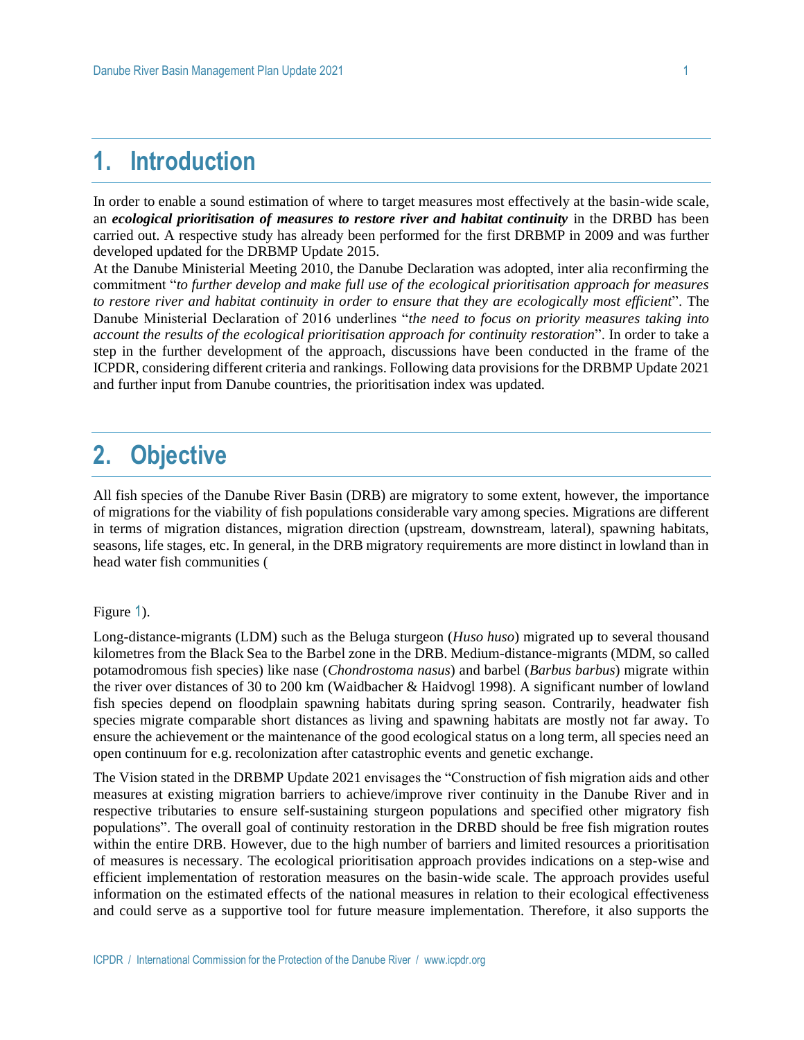# 1. Introduction

In order to enable a sound estimation of where to target measures most effectively at the basin-wide scale, an ***ecological prioritisation of measures to restore river and habitat continuity*** in the DRBD has been carried out. A respective study has already been performed for the first DRBMP in 2009 and was further developed updated for the DRBMP Update 2015.

At the Danube Ministerial Meeting 2010, the Danube Declaration was adopted, inter alia reconfirming the commitment "*to further develop and make full use of the ecological prioritisation approach for measures to restore river and habitat continuity in order to ensure that they are ecologically most efficient*". The Danube Ministerial Declaration of 2016 underlines "*the need to focus on priority measures taking into account the results of the ecological prioritisation approach for continuity restoration*". In order to take a step in the further development of the approach, discussions have been conducted in the frame of the ICPDR, considering different criteria and rankings. Following data provisions for the DRBMP Update 2021 and further input from Danube countries, the prioritisation index was updated.

# 2. Objective

All fish species of the Danube River Basin (DRB) are migratory to some extent, however, the importance of migrations for the viability of fish populations considerable vary among species. Migrations are different in terms of migration distances, migration direction (upstream, downstream, lateral), spawning habitats, seasons, life stages, etc. In general, in the DRB migratory requirements are more distinct in lowland than in head water fish communities (

Figure 1).

Long-distance-migrants (LDM) such as the Beluga sturgeon (*Huso huso*) migrated up to several thousand kilometres from the Black Sea to the Barbel zone in the DRB. Medium-distance-migrants (MDM, so called potamodromous fish species) like nase (*Chondrostoma nasus*) and barbel (*Barbus barbus*) migrate within the river over distances of 30 to 200 km (Waidbacher & Haidvogl 1998). A significant number of lowland fish species depend on floodplain spawning habitats during spring season. Contrarily, headwater fish species migrate comparable short distances as living and spawning habitats are mostly not far away. To ensure the achievement or the maintenance of the good ecological status on a long term, all species need an open continuum for e.g. recolonization after catastrophic events and genetic exchange.

The Vision stated in the DRBMP Update 2021 envisages the "Construction of fish migration aids and other measures at existing migration barriers to achieve/improve river continuity in the Danube River and in respective tributaries to ensure self-sustaining sturgeon populations and specified other migratory fish populations". The overall goal of continuity restoration in the DRBD should be free fish migration routes within the entire DRB. However, due to the high number of barriers and limited resources a prioritisation of measures is necessary. The ecological prioritisation approach provides indications on a step-wise and efficient implementation of restoration measures on the basin-wide scale. The approach provides useful information on the estimated effects of the national measures in relation to their ecological effectiveness and could serve as a supportive tool for future measure implementation. Therefore, it also supports the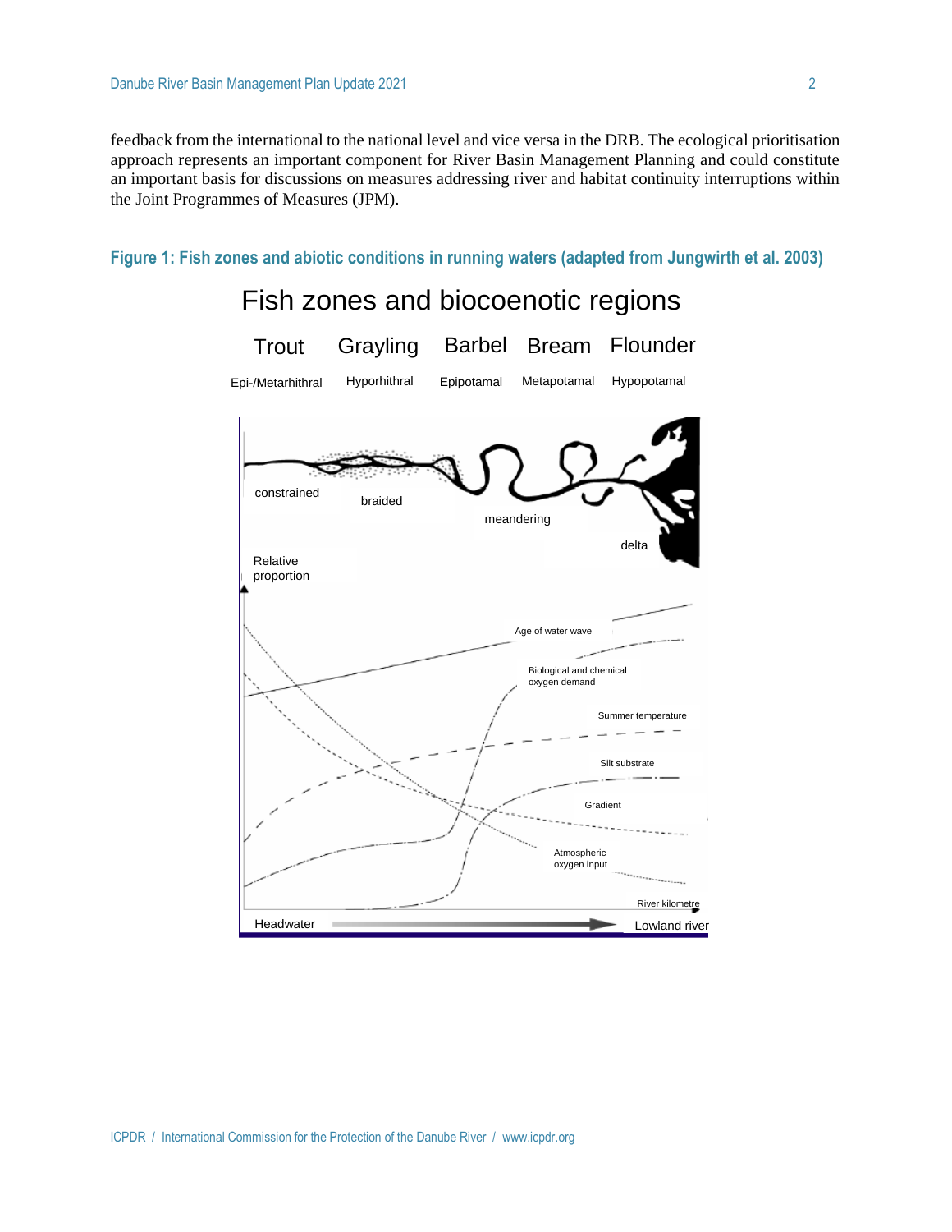feedback from the international to the national level and vice versa in the DRB. The ecological prioritisation approach represents an important component for River Basin Management Planning and could constitute an important basis for discussions on measures addressing river and habitat continuity interruptions within the Joint Programmes of Measures (JPM).

**Figure 1: Fish zones and abiotic conditions in running waters (adapted from Jungwirth et al. 2003)**

Fish zones and biocoenotic regions

Trout | Grayling | Barbel | Bream | Flounder

Epi-/Metarhithral | Hyporhithral | Epipotamal | Metapotamal | Hypopotamal

constrained | braided | meandering | delta

Relative proportion

Age of water wave

Biological and chemical oxygen demand

Summer temperature

Silt substrate

Gradient

Atmospheric oxygen input

River kilometre

Headwater → Lowland river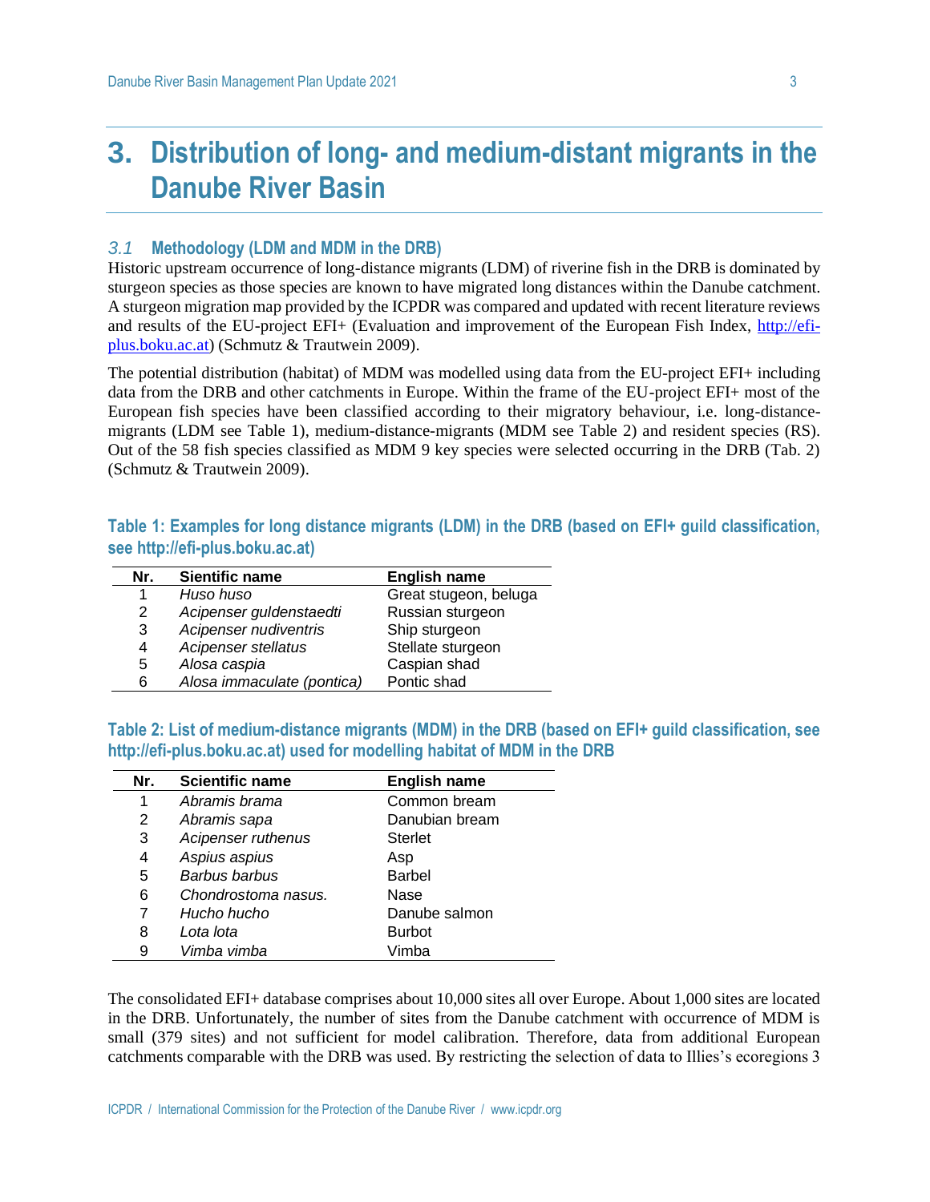# 3. Distribution of long- and medium-distant migrants in the Danube River Basin

## *3.1* Methodology (LDM and MDM in the DRB)

Historic upstream occurrence of long-distance migrants (LDM) of riverine fish in the DRB is dominated by sturgeon species as those species are known to have migrated long distances within the Danube catchment. A sturgeon migration map provided by the ICPDR was compared and updated with recent literature reviews and results of the EU-project EFI+ (Evaluation and improvement of the European Fish Index, http://efi-plus.boku.ac.at) (Schmutz & Trautwein 2009).

The potential distribution (habitat) of MDM was modelled using data from the EU-project EFI+ including data from the DRB and other catchments in Europe. Within the frame of the EU-project EFI+ most of the European fish species have been classified according to their migratory behaviour, i.e. long-distance-migrants (LDM see Table 1), medium-distance-migrants (MDM see Table 2) and resident species (RS). Out of the 58 fish species classified as MDM 9 key species were selected occurring in the DRB (Tab. 2) (Schmutz & Trautwein 2009).

**Table 1: Examples for long distance migrants (LDM) in the DRB (based on EFI+ guild classification, see http://efi-plus.boku.ac.at)**

| Nr. | Sientific name | English name |
|---|---|---|
| 1 | *Huso huso* | Great stugeon, beluga |
| 2 | *Acipenser guldenstaedti* | Russian sturgeon |
| 3 | *Acipenser nudiventris* | Ship sturgeon |
| 4 | *Acipenser stellatus* | Stellate sturgeon |
| 5 | *Alosa caspia* | Caspian shad |
| 6 | *Alosa immaculate (pontica)* | Pontic shad |

**Table 2: List of medium-distance migrants (MDM) in the DRB (based on EFI+ guild classification, see http://efi-plus.boku.ac.at) used for modelling habitat of MDM in the DRB**

| Nr. | Scientific name | English name |
|---|---|---|
| 1 | *Abramis brama* | Common bream |
| 2 | *Abramis sapa* | Danubian bream |
| 3 | *Acipenser ruthenus* | Sterlet |
| 4 | *Aspius aspius* | Asp |
| 5 | *Barbus barbus* | Barbel |
| 6 | *Chondrostoma nasus.* | Nase |
| 7 | *Hucho hucho* | Danube salmon |
| 8 | *Lota lota* | Burbot |
| 9 | *Vimba vimba* | Vimba |

The consolidated EFI+ database comprises about 10,000 sites all over Europe. About 1,000 sites are located in the DRB. Unfortunately, the number of sites from the Danube catchment with occurrence of MDM is small (379 sites) and not sufficient for model calibration. Therefore, data from additional European catchments comparable with the DRB was used. By restricting the selection of data to Illies's ecoregions 3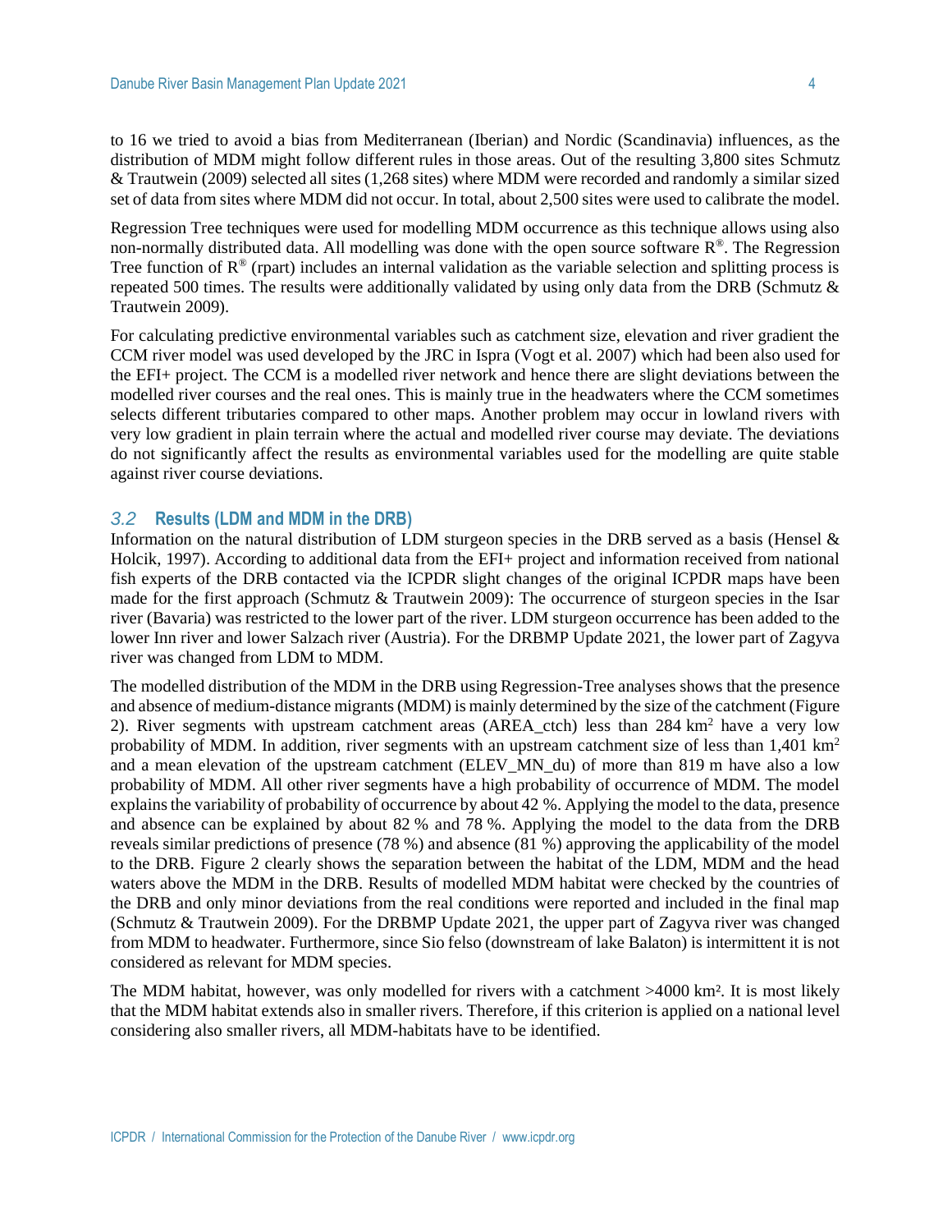to 16 we tried to avoid a bias from Mediterranean (Iberian) and Nordic (Scandinavia) influences, as the distribution of MDM might follow different rules in those areas. Out of the resulting 3,800 sites Schmutz & Trautwein (2009) selected all sites (1,268 sites) where MDM were recorded and randomly a similar sized set of data from sites where MDM did not occur. In total, about 2,500 sites were used to calibrate the model.

Regression Tree techniques were used for modelling MDM occurrence as this technique allows using also non-normally distributed data. All modelling was done with the open source software R®. The Regression Tree function of R® (rpart) includes an internal validation as the variable selection and splitting process is repeated 500 times. The results were additionally validated by using only data from the DRB (Schmutz & Trautwein 2009).

For calculating predictive environmental variables such as catchment size, elevation and river gradient the CCM river model was used developed by the JRC in Ispra (Vogt et al. 2007) which had been also used for the EFI+ project. The CCM is a modelled river network and hence there are slight deviations between the modelled river courses and the real ones. This is mainly true in the headwaters where the CCM sometimes selects different tributaries compared to other maps. Another problem may occur in lowland rivers with very low gradient in plain terrain where the actual and modelled river course may deviate. The deviations do not significantly affect the results as environmental variables used for the modelling are quite stable against river course deviations.

## *3.2* Results (LDM and MDM in the DRB)

Information on the natural distribution of LDM sturgeon species in the DRB served as a basis (Hensel & Holcik, 1997). According to additional data from the EFI+ project and information received from national fish experts of the DRB contacted via the ICPDR slight changes of the original ICPDR maps have been made for the first approach (Schmutz & Trautwein 2009): The occurrence of sturgeon species in the Isar river (Bavaria) was restricted to the lower part of the river. LDM sturgeon occurrence has been added to the lower Inn river and lower Salzach river (Austria). For the DRBMP Update 2021, the lower part of Zagyva river was changed from LDM to MDM.

The modelled distribution of the MDM in the DRB using Regression-Tree analyses shows that the presence and absence of medium-distance migrants (MDM) is mainly determined by the size of the catchment (Figure 2). River segments with upstream catchment areas (AREA_ctch) less than 284 km$^2$ have a very low probability of MDM. In addition, river segments with an upstream catchment size of less than 1,401 km$^2$ and a mean elevation of the upstream catchment (ELEV_MN_du) of more than 819 m have also a low probability of MDM. All other river segments have a high probability of occurrence of MDM. The model explains the variability of probability of occurrence by about 42 %. Applying the model to the data, presence and absence can be explained by about 82 % and 78 %. Applying the model to the data from the DRB reveals similar predictions of presence (78 %) and absence (81 %) approving the applicability of the model to the DRB. Figure 2 clearly shows the separation between the habitat of the LDM, MDM and the head waters above the MDM in the DRB. Results of modelled MDM habitat were checked by the countries of the DRB and only minor deviations from the real conditions were reported and included in the final map (Schmutz & Trautwein 2009). For the DRBMP Update 2021, the upper part of Zagyva river was changed from MDM to headwater. Furthermore, since Sio felso (downstream of lake Balaton) is intermittent it is not considered as relevant for MDM species.

The MDM habitat, however, was only modelled for rivers with a catchment >4000 km². It is most likely that the MDM habitat extends also in smaller rivers. Therefore, if this criterion is applied on a national level considering also smaller rivers, all MDM-habitats have to be identified.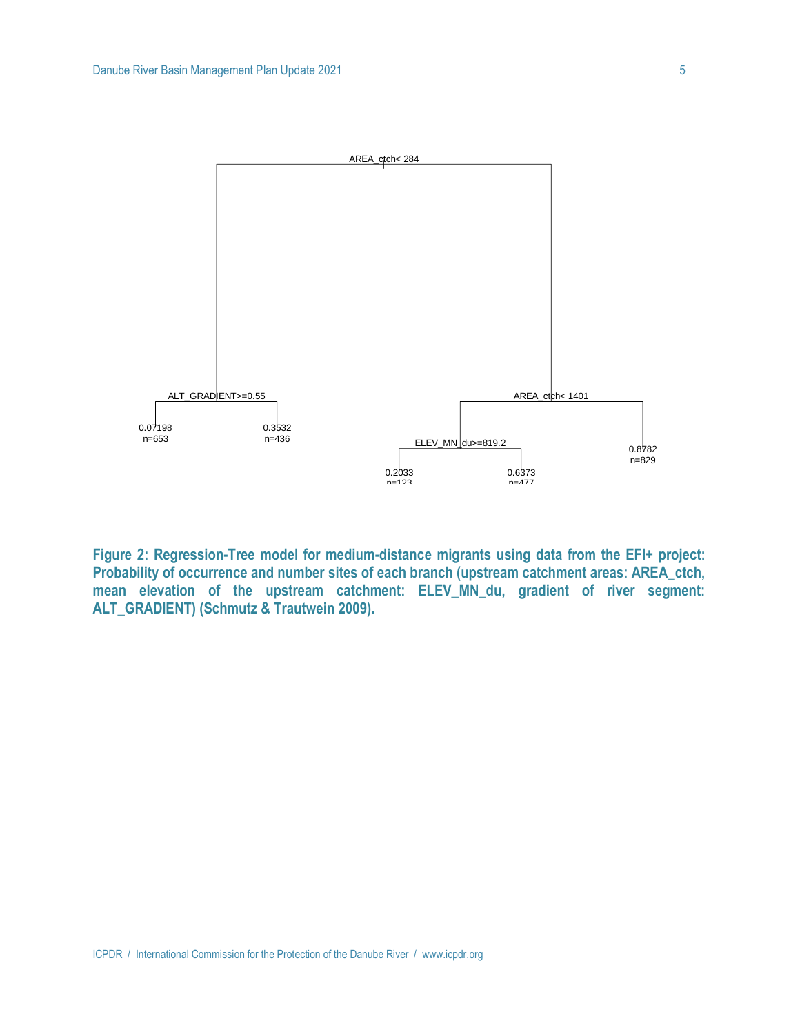AREA_ctch< 284

ALT_GRADIENT>=0.55

0.07198
n=653

0.3532
n=436

AREA_ctch< 1401

ELEV_MN_du>=819.2

0.2033
n=123

0.6373
n=477

0.8782
n=829

**Figure 2: Regression-Tree model for medium-distance migrants using data from the EFI+ project: Probability of occurrence and number sites of each branch (upstream catchment areas: AREA_ctch, mean elevation of the upstream catchment: ELEV_MN_du, gradient of river segment: ALT_GRADIENT) (Schmutz & Trautwein 2009).**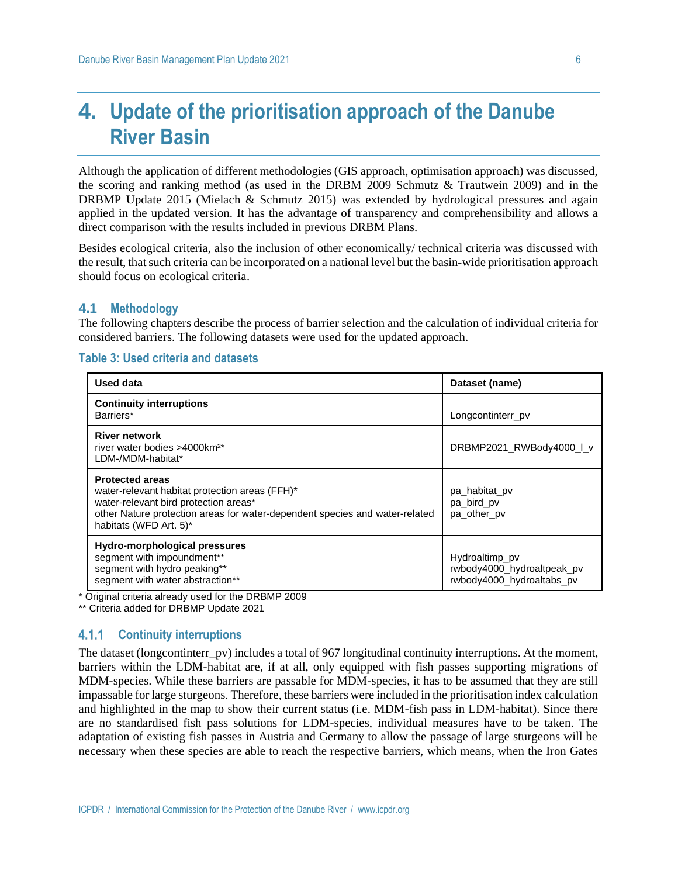# 4. Update of the prioritisation approach of the Danube River Basin

Although the application of different methodologies (GIS approach, optimisation approach) was discussed, the scoring and ranking method (as used in the DRBM 2009 Schmutz & Trautwein 2009) and in the DRBMP Update 2015 (Mielach & Schmutz 2015) was extended by hydrological pressures and again applied in the updated version. It has the advantage of transparency and comprehensibility and allows a direct comparison with the results included in previous DRBM Plans.

Besides ecological criteria, also the inclusion of other economically/ technical criteria was discussed with the result, that such criteria can be incorporated on a national level but the basin-wide prioritisation approach should focus on ecological criteria.

## 4.1 Methodology

The following chapters describe the process of barrier selection and the calculation of individual criteria for considered barriers. The following datasets were used for the updated approach.

**Table 3: Used criteria and datasets**

| Used data | Dataset (name) |
|---|---|
| **Continuity interruptions**<br>Barriers* | Longcontinterr_pv |
| **River network**<br>river water bodies >4000km²*<br>LDM-/MDM-habitat* | DRBMP2021_RWBody4000_l_v |
| **Protected areas**<br>water-relevant habitat protection areas (FFH)*<br>water-relevant bird protection areas*<br>other Nature protection areas for water-dependent species and water-related habitats (WFD Art. 5)* | pa_habitat_pv<br>pa_bird_pv<br>pa_other_pv |
| **Hydro-morphological pressures**<br>segment with impoundment**<br>segment with hydro peaking**<br>segment with water abstraction** | Hydroaltimp_pv<br>rwbody4000_hydroaltpeak_pv<br>rwbody4000_hydroaltabs_pv |

* Original criteria already used for the DRBMP 2009

** Criteria added for DRBMP Update 2021

### 4.1.1 Continuity interruptions

The dataset (longcontinterr_pv) includes a total of 967 longitudinal continuity interruptions. At the moment, barriers within the LDM-habitat are, if at all, only equipped with fish passes supporting migrations of MDM-species. While these barriers are passable for MDM-species, it has to be assumed that they are still impassable for large sturgeons. Therefore, these barriers were included in the prioritisation index calculation and highlighted in the map to show their current status (i.e. MDM-fish pass in LDM-habitat). Since there are no standardised fish pass solutions for LDM-species, individual measures have to be taken. The adaptation of existing fish passes in Austria and Germany to allow the passage of large sturgeons will be necessary when these species are able to reach the respective barriers, which means, when the Iron Gates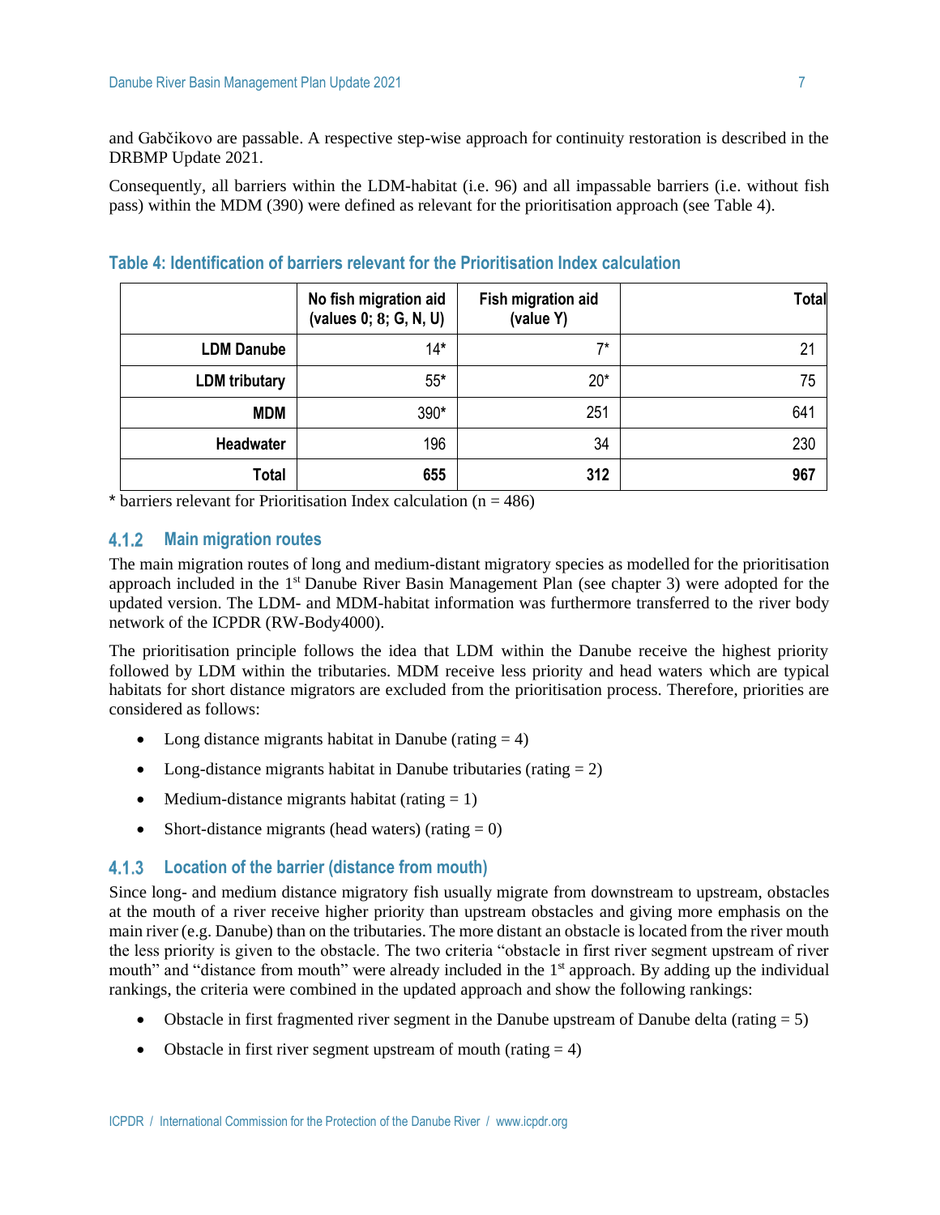and Gabčikovo are passable. A respective step-wise approach for continuity restoration is described in the DRBMP Update 2021.

Consequently, all barriers within the LDM-habitat (i.e. 96) and all impassable barriers (i.e. without fish pass) within the MDM (390) were defined as relevant for the prioritisation approach (see Table 4).

**Table 4: Identification of barriers relevant for the Prioritisation Index calculation**

| | No fish migration aid (values 0; 8; G, N, U) | Fish migration aid (value Y) | Total |
|---|---|---|---|
| **LDM Danube** | 14* | 7* | 21 |
| **LDM tributary** | 55* | 20* | 75 |
| **MDM** | 390* | 251 | 641 |
| **Headwater** | 196 | 34 | 230 |
| **Total** | **655** | **312** | **967** |

* barriers relevant for Prioritisation Index calculation (n = 486)

### 4.1.2 Main migration routes

The main migration routes of long and medium-distant migratory species as modelled for the prioritisation approach included in the 1st Danube River Basin Management Plan (see chapter 3) were adopted for the updated version. The LDM- and MDM-habitat information was furthermore transferred to the river body network of the ICPDR (RW-Body4000).

The prioritisation principle follows the idea that LDM within the Danube receive the highest priority followed by LDM within the tributaries. MDM receive less priority and head waters which are typical habitats for short distance migrators are excluded from the prioritisation process. Therefore, priorities are considered as follows:

- Long distance migrants habitat in Danube (rating = 4)
- Long-distance migrants habitat in Danube tributaries (rating = 2)
- Medium-distance migrants habitat (rating = 1)
- Short-distance migrants (head waters) (rating = 0)

### 4.1.3 Location of the barrier (distance from mouth)

Since long- and medium distance migratory fish usually migrate from downstream to upstream, obstacles at the mouth of a river receive higher priority than upstream obstacles and giving more emphasis on the main river (e.g. Danube) than on the tributaries. The more distant an obstacle is located from the river mouth the less priority is given to the obstacle. The two criteria "obstacle in first river segment upstream of river mouth" and "distance from mouth" were already included in the 1st approach. By adding up the individual rankings, the criteria were combined in the updated approach and show the following rankings:

- Obstacle in first fragmented river segment in the Danube upstream of Danube delta (rating = 5)
- Obstacle in first river segment upstream of mouth (rating = 4)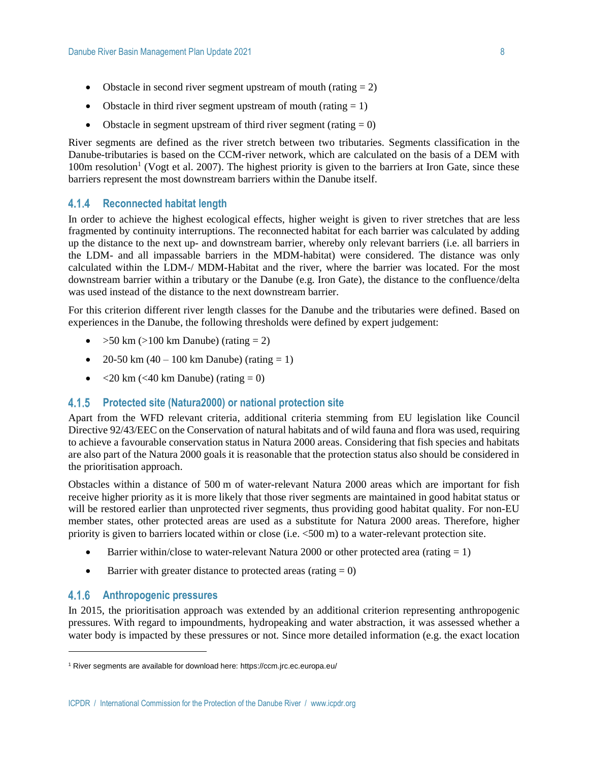- Obstacle in second river segment upstream of mouth (rating = 2)
- Obstacle in third river segment upstream of mouth (rating = 1)
- Obstacle in segment upstream of third river segment (rating = 0)

River segments are defined as the river stretch between two tributaries. Segments classification in the Danube-tributaries is based on the CCM-river network, which are calculated on the basis of a DEM with 100m resolution[1] (Vogt et al. 2007). The highest priority is given to the barriers at Iron Gate, since these barriers represent the most downstream barriers within the Danube itself.

### 4.1.4 Reconnected habitat length

In order to achieve the highest ecological effects, higher weight is given to river stretches that are less fragmented by continuity interruptions. The reconnected habitat for each barrier was calculated by adding up the distance to the next up- and downstream barrier, whereby only relevant barriers (i.e. all barriers in the LDM- and all impassable barriers in the MDM-habitat) were considered. The distance was only calculated within the LDM-/ MDM-Habitat and the river, where the barrier was located. For the most downstream barrier within a tributary or the Danube (e.g. Iron Gate), the distance to the confluence/delta was used instead of the distance to the next downstream barrier.

For this criterion different river length classes for the Danube and the tributaries were defined. Based on experiences in the Danube, the following thresholds were defined by expert judgement:

- >50 km (>100 km Danube) (rating = 2)
- 20-50 km (40 – 100 km Danube) (rating = 1)
- <20 km (<40 km Danube) (rating = 0)

### 4.1.5 Protected site (Natura2000) or national protection site

Apart from the WFD relevant criteria, additional criteria stemming from EU legislation like Council Directive 92/43/EEC on the Conservation of natural habitats and of wild fauna and flora was used, requiring to achieve a favourable conservation status in Natura 2000 areas. Considering that fish species and habitats are also part of the Natura 2000 goals it is reasonable that the protection status also should be considered in the prioritisation approach.

Obstacles within a distance of 500 m of water-relevant Natura 2000 areas which are important for fish receive higher priority as it is more likely that those river segments are maintained in good habitat status or will be restored earlier than unprotected river segments, thus providing good habitat quality. For non-EU member states, other protected areas are used as a substitute for Natura 2000 areas. Therefore, higher priority is given to barriers located within or close (i.e. <500 m) to a water-relevant protection site.

- Barrier within/close to water-relevant Natura 2000 or other protected area (rating = 1)
- Barrier with greater distance to protected areas (rating = 0)

### 4.1.6 Anthropogenic pressures

In 2015, the prioritisation approach was extended by an additional criterion representing anthropogenic pressures. With regard to impoundments, hydropeaking and water abstraction, it was assessed whether a water body is impacted by these pressures or not. Since more detailed information (e.g. the exact location

[1] River segments are available for download here: https://ccm.jrc.ec.europa.eu/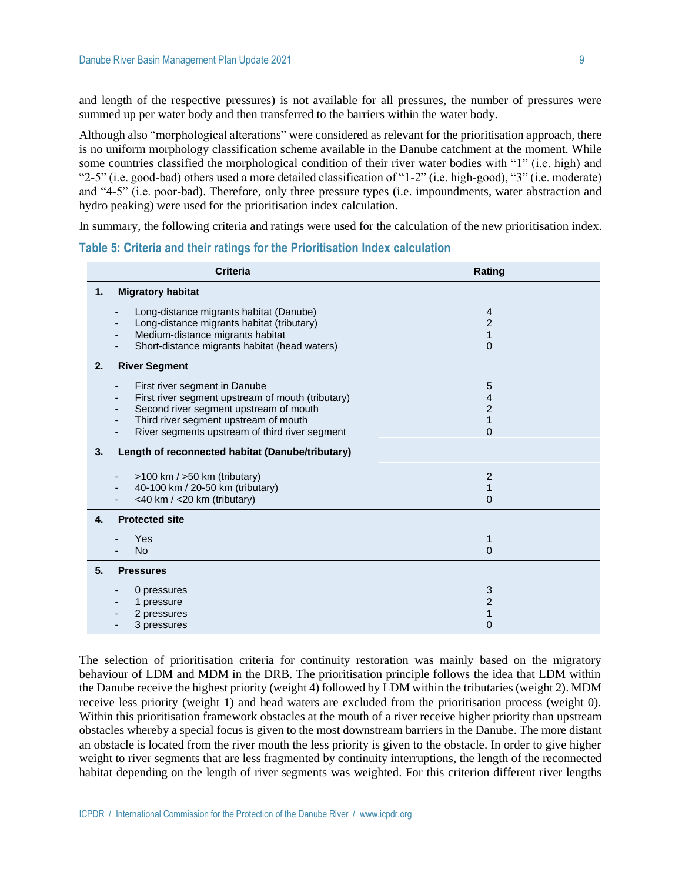and length of the respective pressures) is not available for all pressures, the number of pressures were summed up per water body and then transferred to the barriers within the water body.

Although also "morphological alterations" were considered as relevant for the prioritisation approach, there is no uniform morphology classification scheme available in the Danube catchment at the moment. While some countries classified the morphological condition of their river water bodies with "1" (i.e. high) and "2-5" (i.e. good-bad) others used a more detailed classification of "1-2" (i.e. high-good), "3" (i.e. moderate) and "4-5" (i.e. poor-bad). Therefore, only three pressure types (i.e. impoundments, water abstraction and hydro peaking) were used for the prioritisation index calculation.

In summary, the following criteria and ratings were used for the calculation of the new prioritisation index.

### Table 5: Criteria and their ratings for the Prioritisation Index calculation

| Criteria | Rating |
|---|---|
| **1. Migratory habitat** | |
| - Long-distance migrants habitat (Danube) | 4 |
| - Long-distance migrants habitat (tributary) | 2 |
| - Medium-distance migrants habitat | 1 |
| - Short-distance migrants habitat (head waters) | 0 |
| **2. River Segment** | |
| - First river segment in Danube | 5 |
| - First river segment upstream of mouth (tributary) | 4 |
| - Second river segment upstream of mouth | 2 |
| - Third river segment upstream of mouth | 1 |
| - River segments upstream of third river segment | 0 |
| **3. Length of reconnected habitat (Danube/tributary)** | |
| - >100 km / >50 km (tributary) | 2 |
| - 40-100 km / 20-50 km (tributary) | 1 |
| - <40 km / <20 km (tributary) | 0 |
| **4. Protected site** | |
| - Yes | 1 |
| - No | 0 |
| **5. Pressures** | |
| - 0 pressures | 3 |
| - 1 pressure | 2 |
| - 2 pressures | 1 |
| - 3 pressures | 0 |

The selection of prioritisation criteria for continuity restoration was mainly based on the migratory behaviour of LDM and MDM in the DRB. The prioritisation principle follows the idea that LDM within the Danube receive the highest priority (weight 4) followed by LDM within the tributaries (weight 2). MDM receive less priority (weight 1) and head waters are excluded from the prioritisation process (weight 0). Within this prioritisation framework obstacles at the mouth of a river receive higher priority than upstream obstacles whereby a special focus is given to the most downstream barriers in the Danube. The more distant an obstacle is located from the river mouth the less priority is given to the obstacle. In order to give higher weight to river segments that are less fragmented by continuity interruptions, the length of the reconnected habitat depending on the length of river segments was weighted. For this criterion different river lengths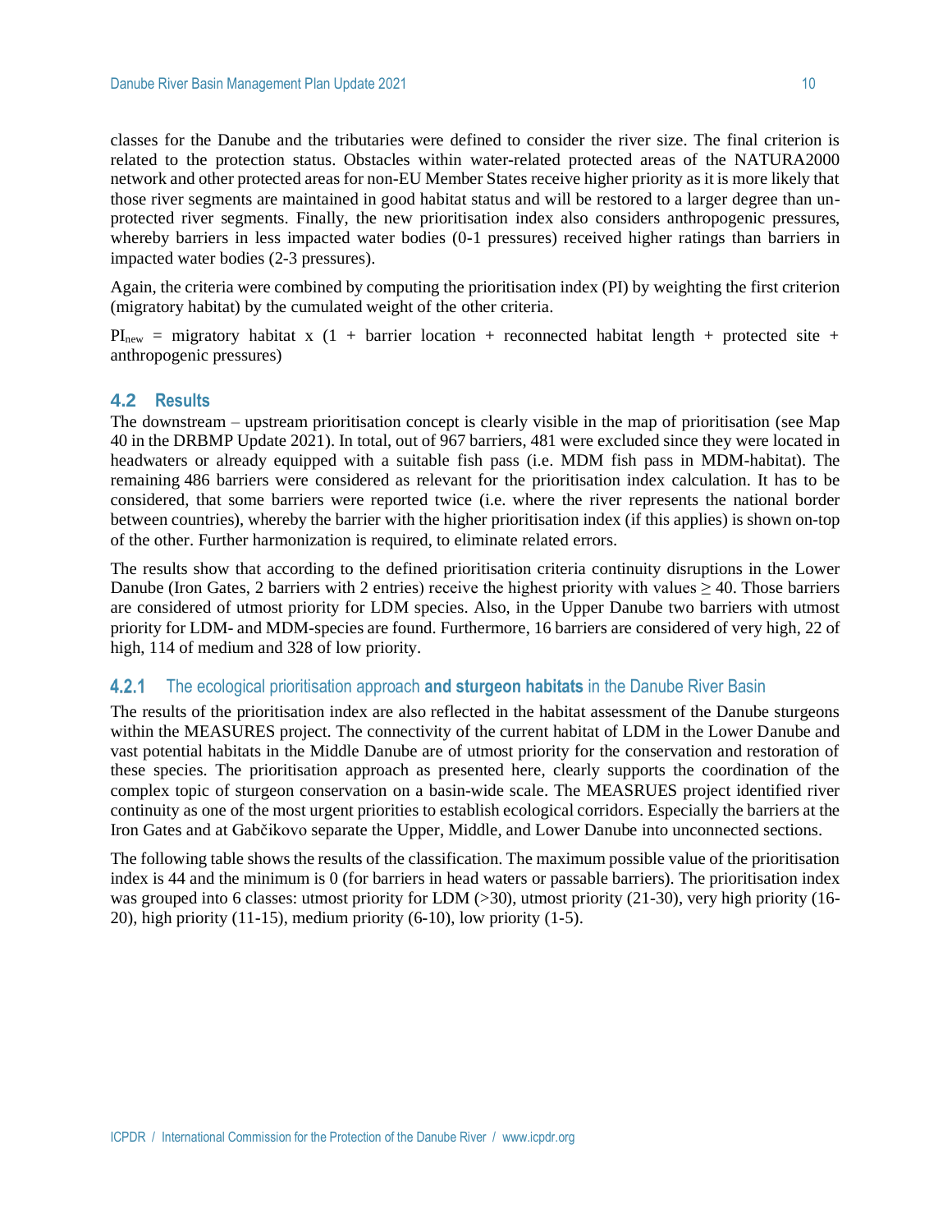classes for the Danube and the tributaries were defined to consider the river size. The final criterion is related to the protection status. Obstacles within water-related protected areas of the NATURA2000 network and other protected areas for non-EU Member States receive higher priority as it is more likely that those river segments are maintained in good habitat status and will be restored to a larger degree than un-protected river segments. Finally, the new prioritisation index also considers anthropogenic pressures, whereby barriers in less impacted water bodies (0-1 pressures) received higher ratings than barriers in impacted water bodies (2-3 pressures).

Again, the criteria were combined by computing the prioritisation index (PI) by weighting the first criterion (migratory habitat) by the cumulated weight of the other criteria.

$PI_{new}$ = migratory habitat x (1 + barrier location + reconnected habitat length + protected site + anthropogenic pressures)

## 4.2 Results

The downstream – upstream prioritisation concept is clearly visible in the map of prioritisation (see Map 40 in the DRBMP Update 2021). In total, out of 967 barriers, 481 were excluded since they were located in headwaters or already equipped with a suitable fish pass (i.e. MDM fish pass in MDM-habitat). The remaining 486 barriers were considered as relevant for the prioritisation index calculation. It has to be considered, that some barriers were reported twice (i.e. where the river represents the national border between countries), whereby the barrier with the higher prioritisation index (if this applies) is shown on-top of the other. Further harmonization is required, to eliminate related errors.

The results show that according to the defined prioritisation criteria continuity disruptions in the Lower Danube (Iron Gates, 2 barriers with 2 entries) receive the highest priority with values $\geq$ 40. Those barriers are considered of utmost priority for LDM species. Also, in the Upper Danube two barriers with utmost priority for LDM- and MDM-species are found. Furthermore, 16 barriers are considered of very high, 22 of high, 114 of medium and 328 of low priority.

### 4.2.1 The ecological prioritisation approach **and sturgeon habitats** in the Danube River Basin

The results of the prioritisation index are also reflected in the habitat assessment of the Danube sturgeons within the MEASURES project. The connectivity of the current habitat of LDM in the Lower Danube and vast potential habitats in the Middle Danube are of utmost priority for the conservation and restoration of these species. The prioritisation approach as presented here, clearly supports the coordination of the complex topic of sturgeon conservation on a basin-wide scale. The MEASRUES project identified river continuity as one of the most urgent priorities to establish ecological corridors. Especially the barriers at the Iron Gates and at Gabčikovo separate the Upper, Middle, and Lower Danube into unconnected sections.

The following table shows the results of the classification. The maximum possible value of the prioritisation index is 44 and the minimum is 0 (for barriers in head waters or passable barriers). The prioritisation index was grouped into 6 classes: utmost priority for LDM (>30), utmost priority (21-30), very high priority (16-20), high priority (11-15), medium priority (6-10), low priority (1-5).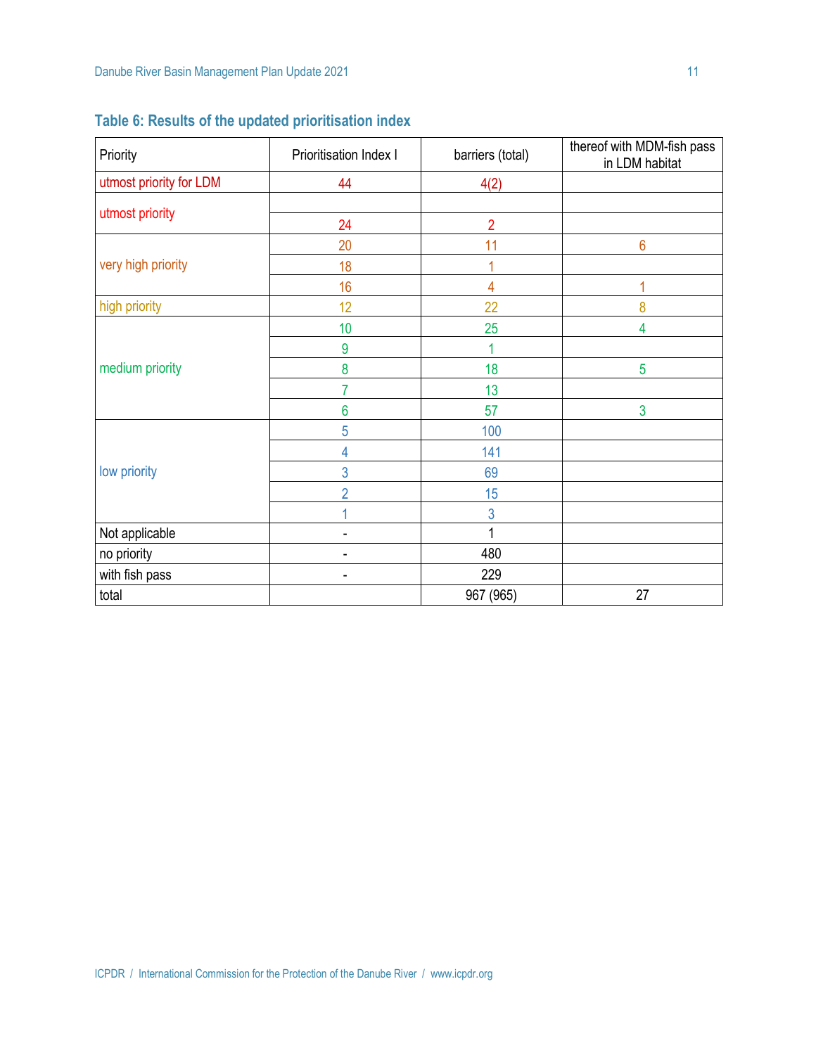### Table 6: Results of the updated prioritisation index

| Priority | Prioritisation Index I | barriers (total) | thereof with MDM-fish pass in LDM habitat |
|---|---|---|---|
| utmost priority for LDM | 44 | 4(2) | |
| utmost priority | | | |
| | 24 | 2 | |
| very high priority | 20 | 11 | 6 |
| | 18 | 1 | |
| | 16 | 4 | 1 |
| high priority | 12 | 22 | 8 |
| medium priority | 10 | 25 | 4 |
| | 9 | 1 | |
| | 8 | 18 | 5 |
| | 7 | 13 | |
| | 6 | 57 | 3 |
| low priority | 5 | 100 | |
| | 4 | 141 | |
| | 3 | 69 | |
| | 2 | 15 | |
| | 1 | 3 | |
| Not applicable | - | 1 | |
| no priority | - | 480 | |
| with fish pass | - | 229 | |
| total | | 967 (965) | 27 |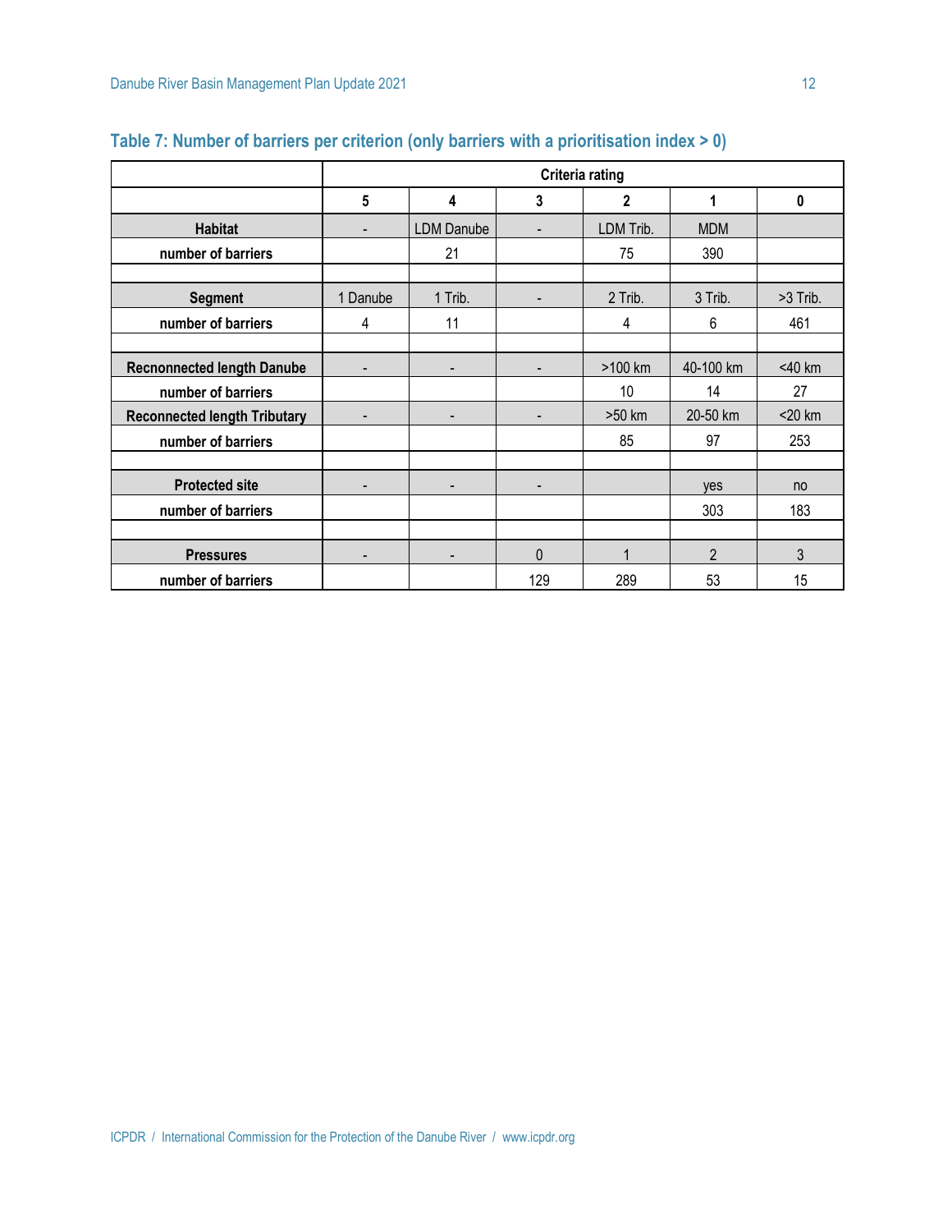### Table 7: Number of barriers per criterion (only barriers with a prioritisation index > 0)

| | Criteria rating | | | | | |
|---|---|---|---|---|---|---|
| | **5** | **4** | **3** | **2** | **1** | **0** |
| **Habitat** | - | LDM Danube | - | LDM Trib. | MDM | |
| **number of barriers** | | 21 | | 75 | 390 | |
| | | | | | | |
| **Segment** | 1 Danube | 1 Trib. | - | 2 Trib. | 3 Trib. | >3 Trib. |
| **number of barriers** | 4 | 11 | | 4 | 6 | 461 |
| | | | | | | |
| **Recnonnected length Danube** | - | - | - | >100 km | 40-100 km | <40 km |
| **number of barriers** | | | | 10 | 14 | 27 |
| **Reconnected length Tributary** | - | - | - | >50 km | 20-50 km | <20 km |
| **number of barriers** | | | | 85 | 97 | 253 |
| | | | | | | |
| **Protected site** | - | - | - | | yes | no |
| **number of barriers** | | | | | 303 | 183 |
| | | | | | | |
| **Pressures** | - | - | 0 | 1 | 2 | 3 |
| **number of barriers** | | | 129 | 289 | 53 | 15 |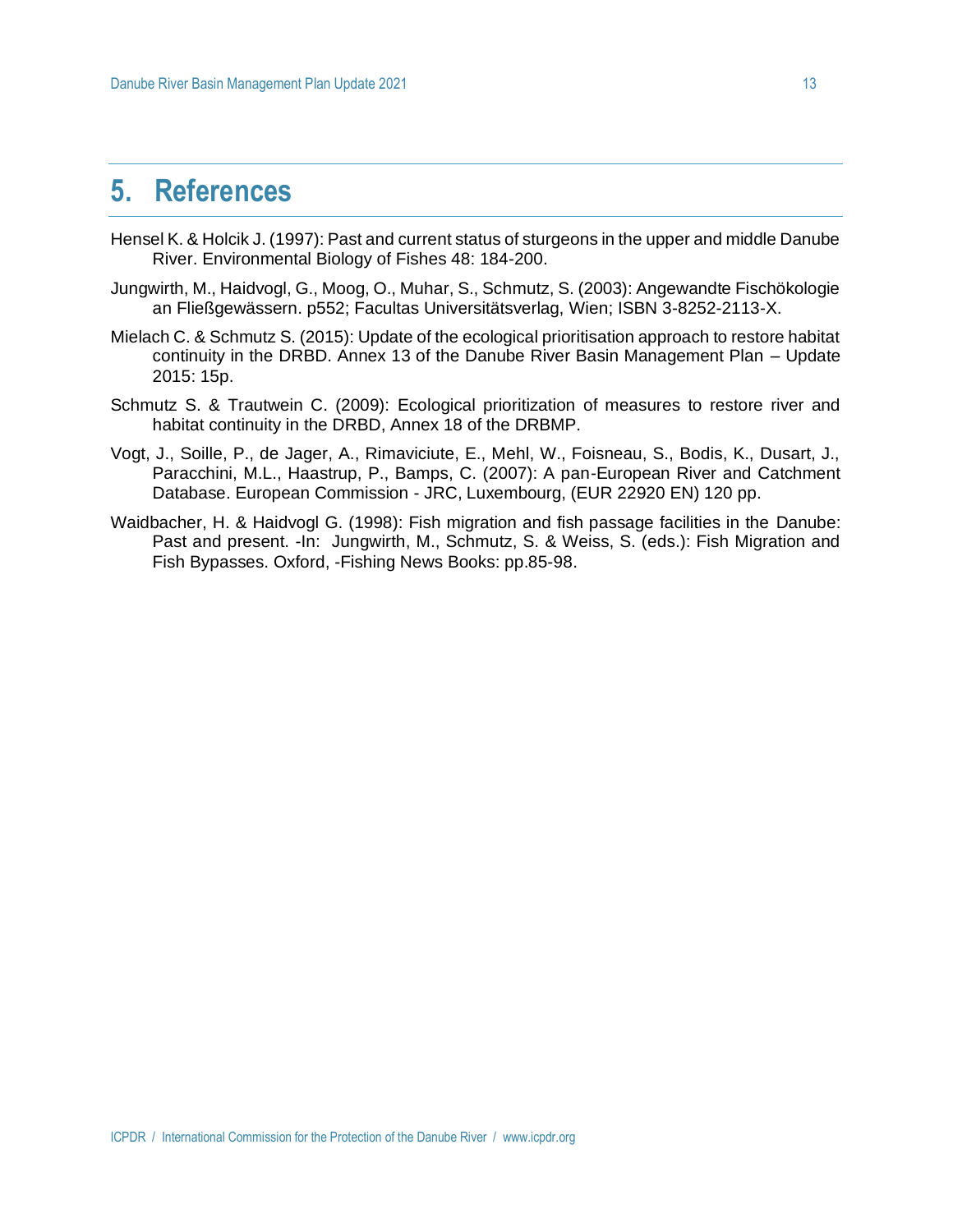# 5. References

Hensel K. & Holcik J. (1997): Past and current status of sturgeons in the upper and middle Danube River. Environmental Biology of Fishes 48: 184-200.

Jungwirth, M., Haidvogl, G., Moog, O., Muhar, S., Schmutz, S. (2003): Angewandte Fischökologie an Fließgewässern. p552; Facultas Universitätsverlag, Wien; ISBN 3-8252-2113-X.

Mielach C. & Schmutz S. (2015): Update of the ecological prioritisation approach to restore habitat continuity in the DRBD. Annex 13 of the Danube River Basin Management Plan – Update 2015: 15p.

Schmutz S. & Trautwein C. (2009): Ecological prioritization of measures to restore river and habitat continuity in the DRBD, Annex 18 of the DRBMP.

Vogt, J., Soille, P., de Jager, A., Rimaviciute, E., Mehl, W., Foisneau, S., Bodis, K., Dusart, J., Paracchini, M.L., Haastrup, P., Bamps, C. (2007): A pan-European River and Catchment Database. European Commission - JRC, Luxembourg, (EUR 22920 EN) 120 pp.

Waidbacher, H. & Haidvogl G. (1998): Fish migration and fish passage facilities in the Danube: Past and present. -In: Jungwirth, M., Schmutz, S. & Weiss, S. (eds.): Fish Migration and Fish Bypasses. Oxford, -Fishing News Books: pp.85-98.